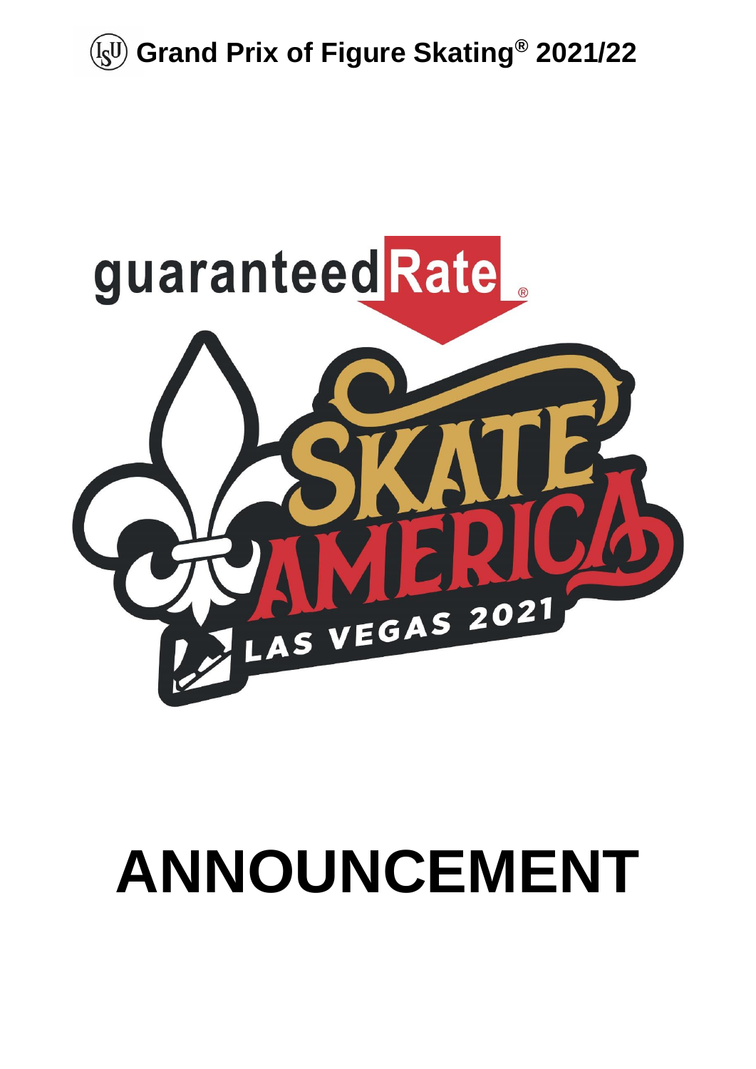# Grand Prix of Figure Skating® 2021/22

guaranteedRate®

SKATE AMERICA

LAS VEGAS 2021

# ANNOUNCEMENT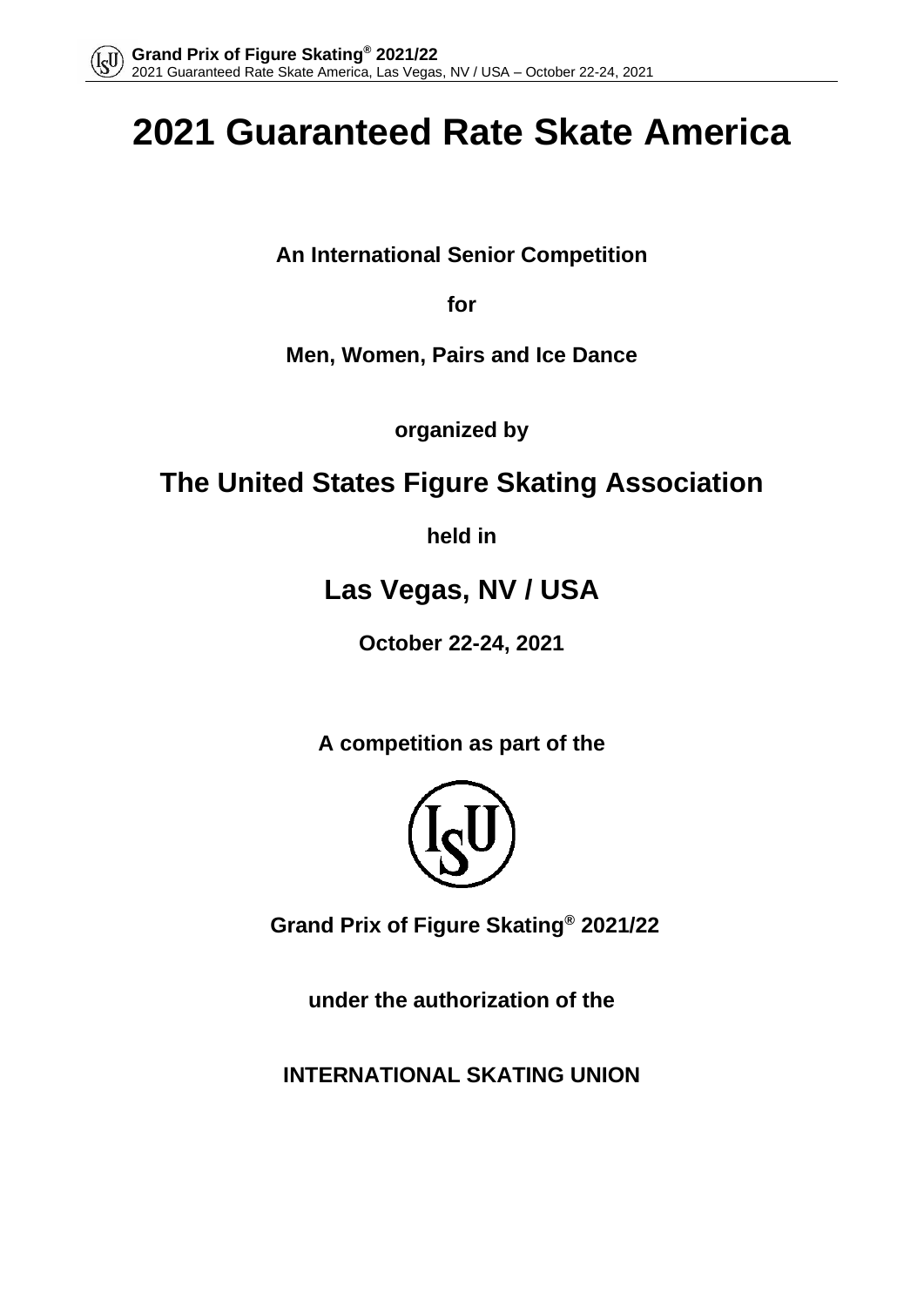# 2021 Guaranteed Rate Skate America

**An International Senior Competition**

**for**

**Men, Women, Pairs and Ice Dance**

**organized by**

## The United States Figure Skating Association

**held in**

## Las Vegas, NV / USA

**October 22-24, 2021**

**A competition as part of the**

**Grand Prix of Figure Skating® 2021/22**

**under the authorization of the**

**INTERNATIONAL SKATING UNION**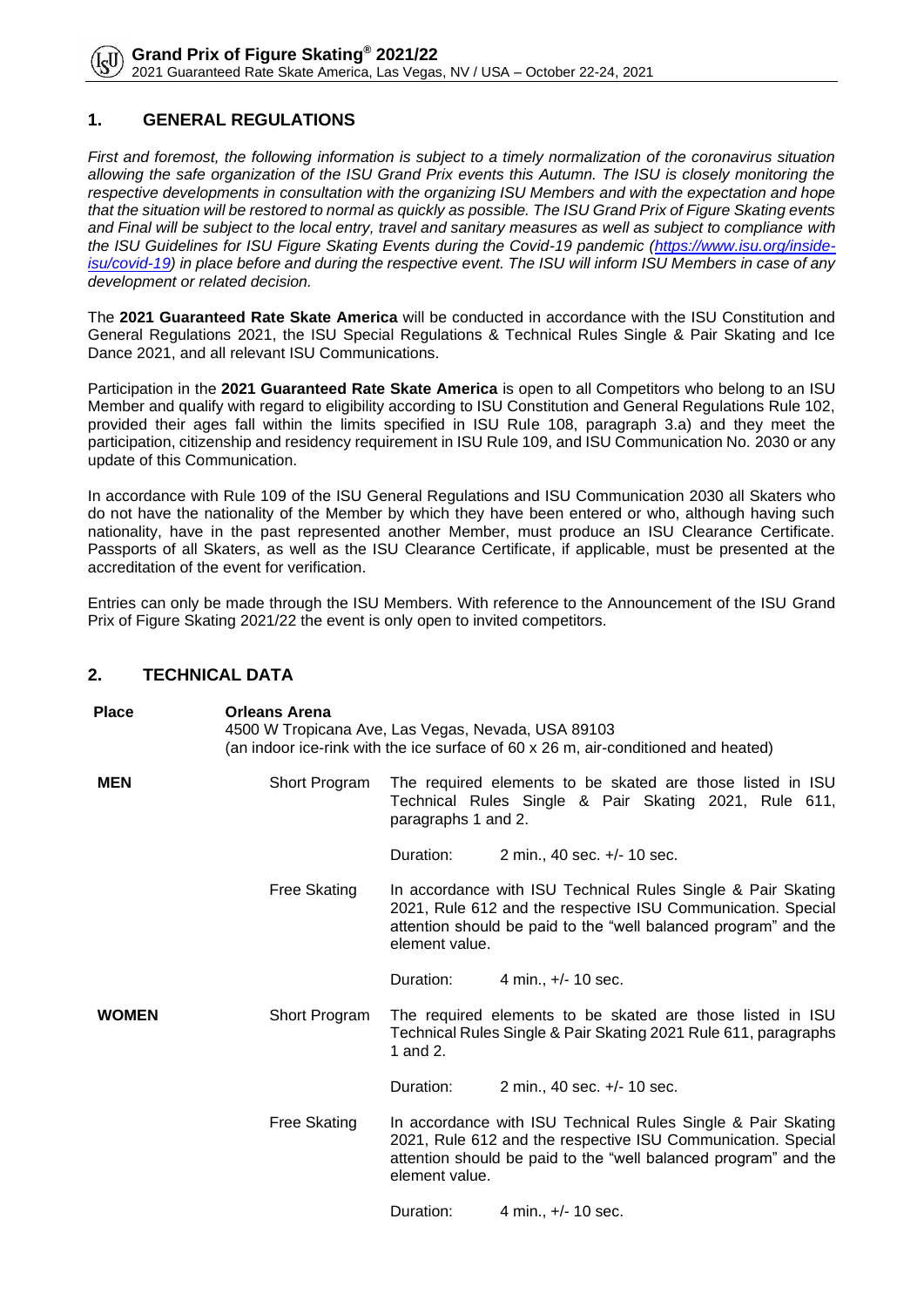## 1. GENERAL REGULATIONS

*First and foremost, the following information is subject to a timely normalization of the coronavirus situation allowing the safe organization of the ISU Grand Prix events this Autumn. The ISU is closely monitoring the respective developments in consultation with the organizing ISU Members and with the expectation and hope that the situation will be restored to normal as quickly as possible. The ISU Grand Prix of Figure Skating events and Final will be subject to the local entry, travel and sanitary measures as well as subject to compliance with the ISU Guidelines for ISU Figure Skating Events during the Covid-19 pandemic (https://www.isu.org/inside-isu/covid-19) in place before and during the respective event. The ISU will inform ISU Members in case of any development or related decision.*

The **2021 Guaranteed Rate Skate America** will be conducted in accordance with the ISU Constitution and General Regulations 2021, the ISU Special Regulations & Technical Rules Single & Pair Skating and Ice Dance 2021, and all relevant ISU Communications.

Participation in the **2021 Guaranteed Rate Skate America** is open to all Competitors who belong to an ISU Member and qualify with regard to eligibility according to ISU Constitution and General Regulations Rule 102, provided their ages fall within the limits specified in ISU Rule 108, paragraph 3.a) and they meet the participation, citizenship and residency requirement in ISU Rule 109, and ISU Communication No. 2030 or any update of this Communication.

In accordance with Rule 109 of the ISU General Regulations and ISU Communication 2030 all Skaters who do not have the nationality of the Member by which they have been entered or who, although having such nationality, have in the past represented another Member, must produce an ISU Clearance Certificate. Passports of all Skaters, as well as the ISU Clearance Certificate, if applicable, must be presented at the accreditation of the event for verification.

Entries can only be made through the ISU Members. With reference to the Announcement of the ISU Grand Prix of Figure Skating 2021/22 the event is only open to invited competitors.

## 2. TECHNICAL DATA

**Place** — **Orleans Arena**
4500 W Tropicana Ave, Las Vegas, Nevada, USA 89103
(an indoor ice-rink with the ice surface of 60 x 26 m, air-conditioned and heated)

| | | |
|---|---|---|
| **MEN** | Short Program | The required elements to be skated are those listed in ISU Technical Rules Single & Pair Skating 2021, Rule 611, paragraphs 1 and 2.<br><br>Duration: 2 min., 40 sec. +/- 10 sec. |
| | Free Skating | In accordance with ISU Technical Rules Single & Pair Skating 2021, Rule 612 and the respective ISU Communication. Special attention should be paid to the "well balanced program" and the element value.<br><br>Duration: 4 min., +/- 10 sec. |
| **WOMEN** | Short Program | The required elements to be skated are those listed in ISU Technical Rules Single & Pair Skating 2021 Rule 611, paragraphs 1 and 2.<br><br>Duration: 2 min., 40 sec. +/- 10 sec. |
| | Free Skating | In accordance with ISU Technical Rules Single & Pair Skating 2021, Rule 612 and the respective ISU Communication. Special attention should be paid to the "well balanced program" and the element value.<br><br>Duration: 4 min., +/- 10 sec. |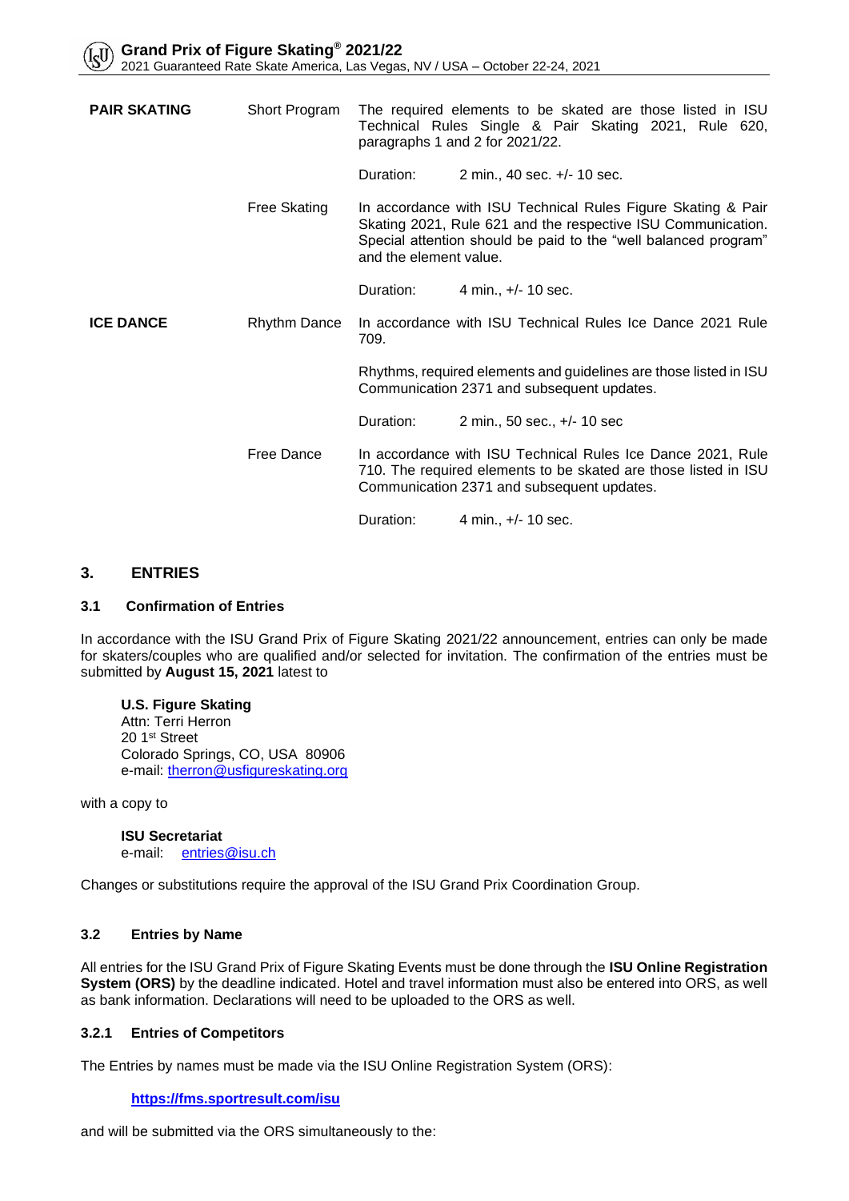| | | |
|---|---|---|
| **PAIR SKATING** | Short Program | The required elements to be skated are those listed in ISU Technical Rules Single & Pair Skating 2021, Rule 620, paragraphs 1 and 2 for 2021/22. |
| | | Duration: 2 min., 40 sec. +/- 10 sec. |
| | Free Skating | In accordance with ISU Technical Rules Figure Skating & Pair Skating 2021, Rule 621 and the respective ISU Communication. Special attention should be paid to the "well balanced program" and the element value. |
| | | Duration: 4 min., +/- 10 sec. |
| **ICE DANCE** | Rhythm Dance | In accordance with ISU Technical Rules Ice Dance 2021 Rule 709. |
| | | Rhythms, required elements and guidelines are those listed in ISU Communication 2371 and subsequent updates. |
| | | Duration: 2 min., 50 sec., +/- 10 sec |
| | Free Dance | In accordance with ISU Technical Rules Ice Dance 2021, Rule 710. The required elements to be skated are those listed in ISU Communication 2371 and subsequent updates. |
| | | Duration: 4 min., +/- 10 sec. |

## 3. ENTRIES

### 3.1 Confirmation of Entries

In accordance with the ISU Grand Prix of Figure Skating 2021/22 announcement, entries can only be made for skaters/couples who are qualified and/or selected for invitation. The confirmation of the entries must be submitted by **August 15, 2021** latest to

**U.S. Figure Skating**
Attn: Terri Herron
20 1st Street
Colorado Springs, CO, USA 80906
e-mail: therron@usfigureskating.org

with a copy to

**ISU Secretariat**
e-mail: entries@isu.ch

Changes or substitutions require the approval of the ISU Grand Prix Coordination Group.

### 3.2 Entries by Name

All entries for the ISU Grand Prix of Figure Skating Events must be done through the **ISU Online Registration System (ORS)** by the deadline indicated. Hotel and travel information must also be entered into ORS, as well as bank information. Declarations will need to be uploaded to the ORS as well.

#### 3.2.1 Entries of Competitors

The Entries by names must be made via the ISU Online Registration System (ORS):

**https://fms.sportresult.com/isu**

and will be submitted via the ORS simultaneously to the: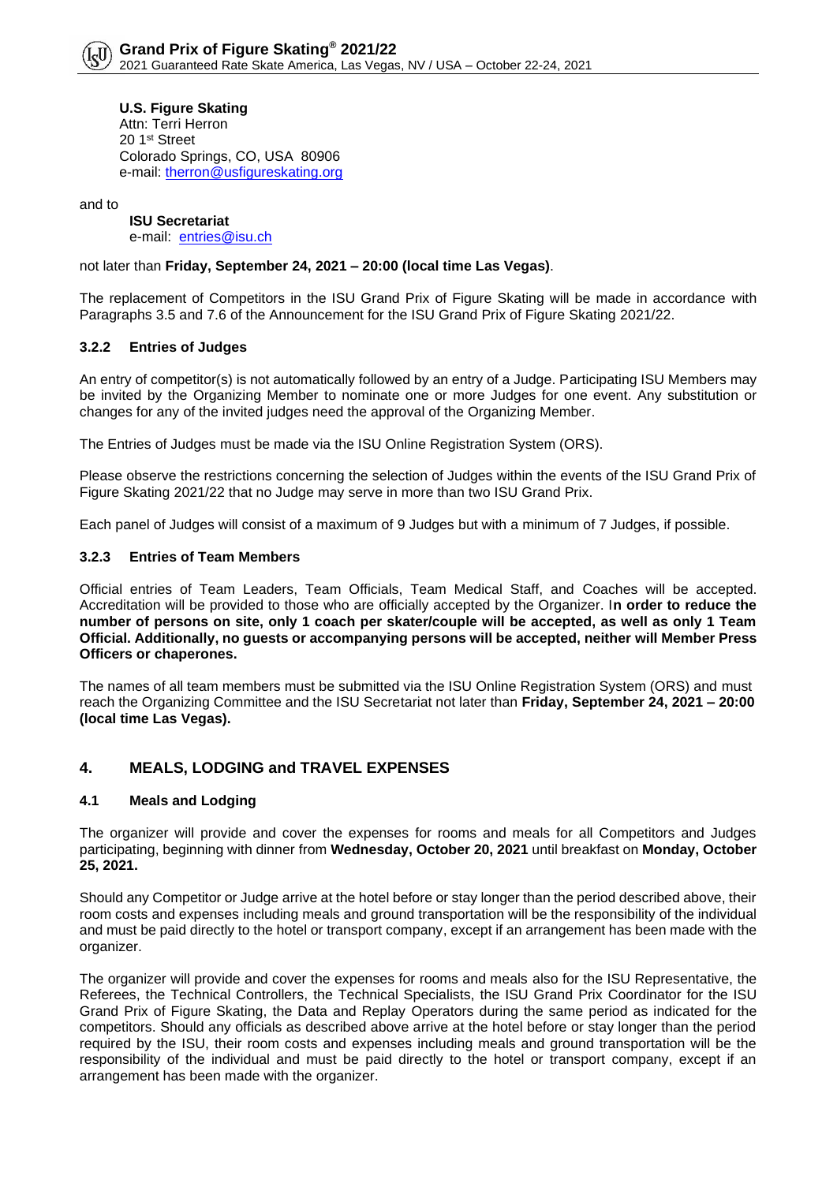**U.S. Figure Skating**
Attn: Terri Herron
20 1st Street
Colorado Springs, CO, USA 80906
e-mail: therron@usfigureskating.org

and to

**ISU Secretariat**
e-mail: entries@isu.ch

not later than **Friday, September 24, 2021 – 20:00 (local time Las Vegas)**.

The replacement of Competitors in the ISU Grand Prix of Figure Skating will be made in accordance with Paragraphs 3.5 and 7.6 of the Announcement for the ISU Grand Prix of Figure Skating 2021/22.

### 3.2.2 Entries of Judges

An entry of competitor(s) is not automatically followed by an entry of a Judge. Participating ISU Members may be invited by the Organizing Member to nominate one or more Judges for one event. Any substitution or changes for any of the invited judges need the approval of the Organizing Member.

The Entries of Judges must be made via the ISU Online Registration System (ORS).

Please observe the restrictions concerning the selection of Judges within the events of the ISU Grand Prix of Figure Skating 2021/22 that no Judge may serve in more than two ISU Grand Prix.

Each panel of Judges will consist of a maximum of 9 Judges but with a minimum of 7 Judges, if possible.

### 3.2.3 Entries of Team Members

Official entries of Team Leaders, Team Officials, Team Medical Staff, and Coaches will be accepted. Accreditation will be provided to those who are officially accepted by the Organizer. I**n order to reduce the number of persons on site, only 1 coach per skater/couple will be accepted, as well as only 1 Team Official. Additionally, no guests or accompanying persons will be accepted, neither will Member Press Officers or chaperones.**

The names of all team members must be submitted via the ISU Online Registration System (ORS) and must reach the Organizing Committee and the ISU Secretariat not later than **Friday, September 24, 2021 – 20:00 (local time Las Vegas).**

## 4. MEALS, LODGING and TRAVEL EXPENSES

### 4.1 Meals and Lodging

The organizer will provide and cover the expenses for rooms and meals for all Competitors and Judges participating, beginning with dinner from **Wednesday, October 20, 2021** until breakfast on **Monday, October 25, 2021.**

Should any Competitor or Judge arrive at the hotel before or stay longer than the period described above, their room costs and expenses including meals and ground transportation will be the responsibility of the individual and must be paid directly to the hotel or transport company, except if an arrangement has been made with the organizer.

The organizer will provide and cover the expenses for rooms and meals also for the ISU Representative, the Referees, the Technical Controllers, the Technical Specialists, the ISU Grand Prix Coordinator for the ISU Grand Prix of Figure Skating, the Data and Replay Operators during the same period as indicated for the competitors. Should any officials as described above arrive at the hotel before or stay longer than the period required by the ISU, their room costs and expenses including meals and ground transportation will be the responsibility of the individual and must be paid directly to the hotel or transport company, except if an arrangement has been made with the organizer.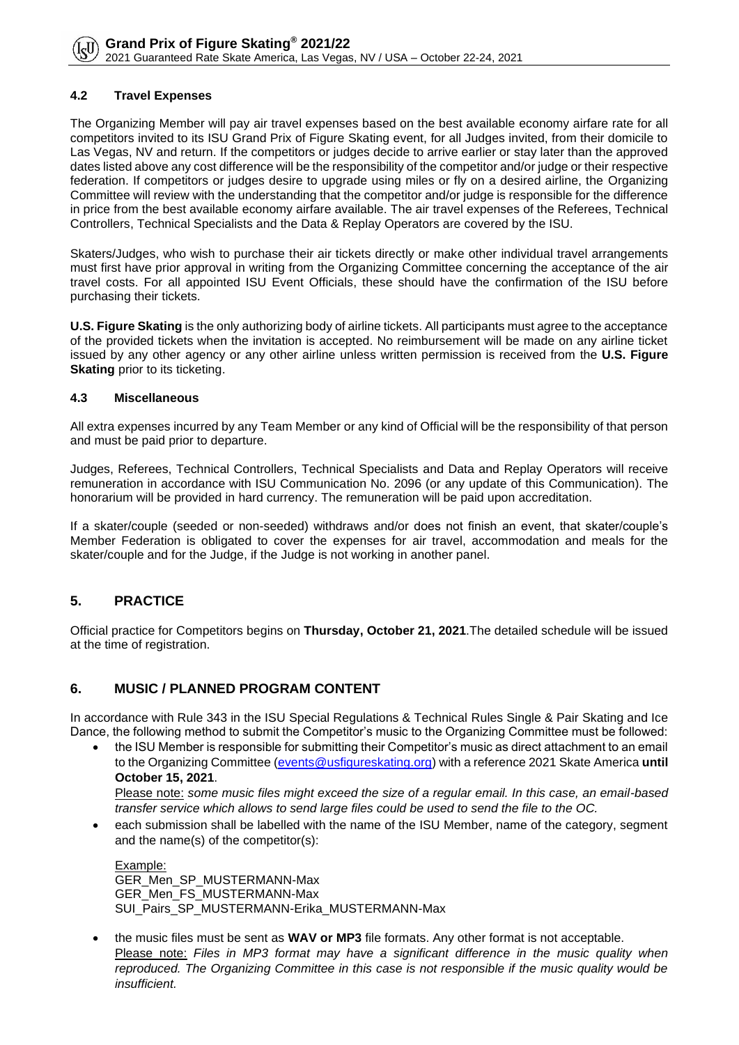### 4.2 Travel Expenses

The Organizing Member will pay air travel expenses based on the best available economy airfare rate for all competitors invited to its ISU Grand Prix of Figure Skating event, for all Judges invited, from their domicile to Las Vegas, NV and return. If the competitors or judges decide to arrive earlier or stay later than the approved dates listed above any cost difference will be the responsibility of the competitor and/or judge or their respective federation. If competitors or judges desire to upgrade using miles or fly on a desired airline, the Organizing Committee will review with the understanding that the competitor and/or judge is responsible for the difference in price from the best available economy airfare available. The air travel expenses of the Referees, Technical Controllers, Technical Specialists and the Data & Replay Operators are covered by the ISU.

Skaters/Judges, who wish to purchase their air tickets directly or make other individual travel arrangements must first have prior approval in writing from the Organizing Committee concerning the acceptance of the air travel costs. For all appointed ISU Event Officials, these should have the confirmation of the ISU before purchasing their tickets.

**U.S. Figure Skating** is the only authorizing body of airline tickets. All participants must agree to the acceptance of the provided tickets when the invitation is accepted. No reimbursement will be made on any airline ticket issued by any other agency or any other airline unless written permission is received from the **U.S. Figure Skating** prior to its ticketing.

### 4.3 Miscellaneous

All extra expenses incurred by any Team Member or any kind of Official will be the responsibility of that person and must be paid prior to departure.

Judges, Referees, Technical Controllers, Technical Specialists and Data and Replay Operators will receive remuneration in accordance with ISU Communication No. 2096 (or any update of this Communication). The honorarium will be provided in hard currency. The remuneration will be paid upon accreditation.

If a skater/couple (seeded or non-seeded) withdraws and/or does not finish an event, that skater/couple's Member Federation is obligated to cover the expenses for air travel, accommodation and meals for the skater/couple and for the Judge, if the Judge is not working in another panel.

## 5. PRACTICE

Official practice for Competitors begins on **Thursday, October 21, 2021**.The detailed schedule will be issued at the time of registration.

## 6. MUSIC / PLANNED PROGRAM CONTENT

In accordance with Rule 343 in the ISU Special Regulations & Technical Rules Single & Pair Skating and Ice Dance, the following method to submit the Competitor's music to the Organizing Committee must be followed:

- the ISU Member is responsible for submitting their Competitor's music as direct attachment to an email to the Organizing Committee (events@usfigureskating.org) with a reference 2021 Skate America **until October 15, 2021**.

  Please note: *some music files might exceed the size of a regular email. In this case, an email-based transfer service which allows to send large files could be used to send the file to the OC.*

- each submission shall be labelled with the name of the ISU Member, name of the category, segment and the name(s) of the competitor(s):

  Example:
  GER_Men_SP_MUSTERMANN-Max
  GER_Men_FS_MUSTERMANN-Max
  SUI_Pairs_SP_MUSTERMANN-Erika_MUSTERMANN-Max

- the music files must be sent as **WAV or MP3** file formats. Any other format is not acceptable.
  Please note: *Files in MP3 format may have a significant difference in the music quality when reproduced. The Organizing Committee in this case is not responsible if the music quality would be insufficient.*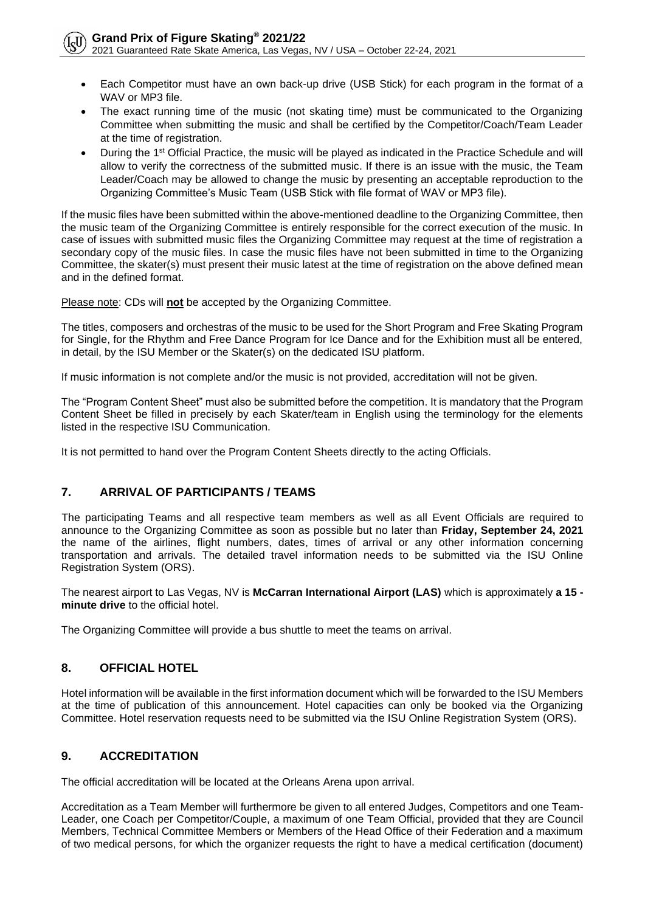- Each Competitor must have an own back-up drive (USB Stick) for each program in the format of a WAV or MP3 file.
- The exact running time of the music (not skating time) must be communicated to the Organizing Committee when submitting the music and shall be certified by the Competitor/Coach/Team Leader at the time of registration.
- During the 1st Official Practice, the music will be played as indicated in the Practice Schedule and will allow to verify the correctness of the submitted music. If there is an issue with the music, the Team Leader/Coach may be allowed to change the music by presenting an acceptable reproduction to the Organizing Committee's Music Team (USB Stick with file format of WAV or MP3 file).

If the music files have been submitted within the above-mentioned deadline to the Organizing Committee, then the music team of the Organizing Committee is entirely responsible for the correct execution of the music. In case of issues with submitted music files the Organizing Committee may request at the time of registration a secondary copy of the music files. In case the music files have not been submitted in time to the Organizing Committee, the skater(s) must present their music latest at the time of registration on the above defined mean and in the defined format.

Please note: CDs will **not** be accepted by the Organizing Committee.

The titles, composers and orchestras of the music to be used for the Short Program and Free Skating Program for Single, for the Rhythm and Free Dance Program for Ice Dance and for the Exhibition must all be entered, in detail, by the ISU Member or the Skater(s) on the dedicated ISU platform.

If music information is not complete and/or the music is not provided, accreditation will not be given.

The "Program Content Sheet" must also be submitted before the competition. It is mandatory that the Program Content Sheet be filled in precisely by each Skater/team in English using the terminology for the elements listed in the respective ISU Communication.

It is not permitted to hand over the Program Content Sheets directly to the acting Officials.

## 7. ARRIVAL OF PARTICIPANTS / TEAMS

The participating Teams and all respective team members as well as all Event Officials are required to announce to the Organizing Committee as soon as possible but no later than **Friday, September 24, 2021** the name of the airlines, flight numbers, dates, times of arrival or any other information concerning transportation and arrivals. The detailed travel information needs to be submitted via the ISU Online Registration System (ORS).

The nearest airport to Las Vegas, NV is **McCarran International Airport (LAS)** which is approximately **a 15 - minute drive** to the official hotel.

The Organizing Committee will provide a bus shuttle to meet the teams on arrival.

## 8. OFFICIAL HOTEL

Hotel information will be available in the first information document which will be forwarded to the ISU Members at the time of publication of this announcement. Hotel capacities can only be booked via the Organizing Committee. Hotel reservation requests need to be submitted via the ISU Online Registration System (ORS).

## 9. ACCREDITATION

The official accreditation will be located at the Orleans Arena upon arrival.

Accreditation as a Team Member will furthermore be given to all entered Judges, Competitors and one Team-Leader, one Coach per Competitor/Couple, a maximum of one Team Official, provided that they are Council Members, Technical Committee Members or Members of the Head Office of their Federation and a maximum of two medical persons, for which the organizer requests the right to have a medical certification (document)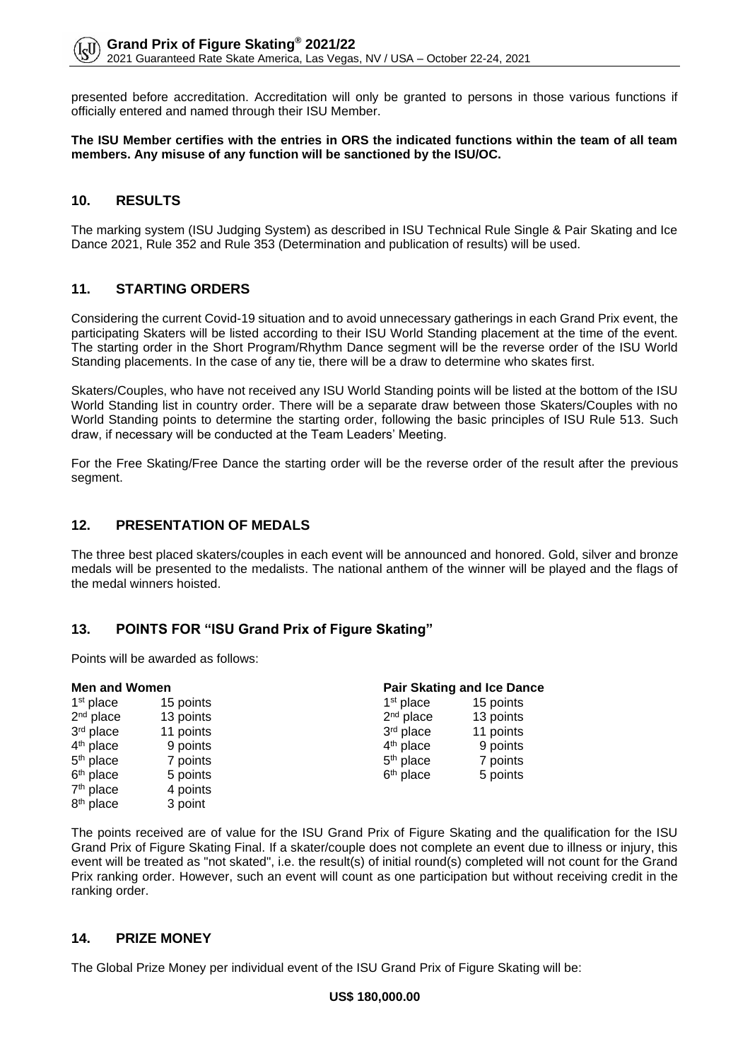presented before accreditation. Accreditation will only be granted to persons in those various functions if officially entered and named through their ISU Member.

**The ISU Member certifies with the entries in ORS the indicated functions within the team of all team members. Any misuse of any function will be sanctioned by the ISU/OC.**

## 10. RESULTS

The marking system (ISU Judging System) as described in ISU Technical Rule Single & Pair Skating and Ice Dance 2021, Rule 352 and Rule 353 (Determination and publication of results) will be used.

## 11. STARTING ORDERS

Considering the current Covid-19 situation and to avoid unnecessary gatherings in each Grand Prix event, the participating Skaters will be listed according to their ISU World Standing placement at the time of the event. The starting order in the Short Program/Rhythm Dance segment will be the reverse order of the ISU World Standing placements. In the case of any tie, there will be a draw to determine who skates first.

Skaters/Couples, who have not received any ISU World Standing points will be listed at the bottom of the ISU World Standing list in country order. There will be a separate draw between those Skaters/Couples with no World Standing points to determine the starting order, following the basic principles of ISU Rule 513. Such draw, if necessary will be conducted at the Team Leaders' Meeting.

For the Free Skating/Free Dance the starting order will be the reverse order of the result after the previous segment.

## 12. PRESENTATION OF MEDALS

The three best placed skaters/couples in each event will be announced and honored. Gold, silver and bronze medals will be presented to the medalists. The national anthem of the winner will be played and the flags of the medal winners hoisted.

## 13. POINTS FOR "ISU Grand Prix of Figure Skating"

Points will be awarded as follows:

| **Men and Women** | | **Pair Skating and Ice Dance** | |
|---|---|---|---|
| 1st place | 15 points | 1st place | 15 points |
| 2nd place | 13 points | 2nd place | 13 points |
| 3rd place | 11 points | 3rd place | 11 points |
| 4th place | 9 points | 4th place | 9 points |
| 5th place | 7 points | 5th place | 7 points |
| 6th place | 5 points | 6th place | 5 points |
| 7th place | 4 points | | |
| 8th place | 3 point | | |

The points received are of value for the ISU Grand Prix of Figure Skating and the qualification for the ISU Grand Prix of Figure Skating Final. If a skater/couple does not complete an event due to illness or injury, this event will be treated as "not skated", i.e. the result(s) of initial round(s) completed will not count for the Grand Prix ranking order. However, such an event will count as one participation but without receiving credit in the ranking order.

## 14. PRIZE MONEY

The Global Prize Money per individual event of the ISU Grand Prix of Figure Skating will be:

**US$ 180,000.00**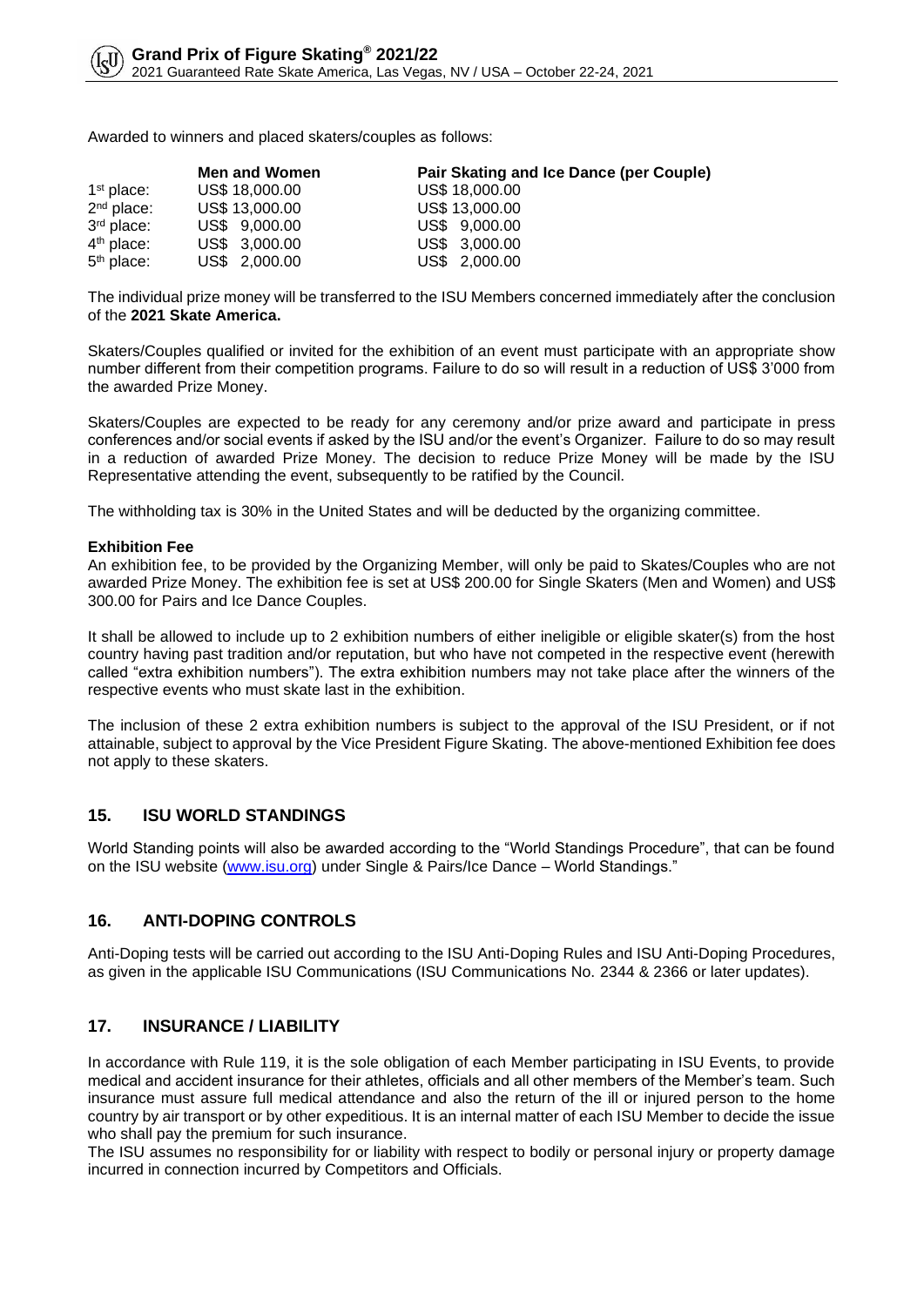Awarded to winners and placed skaters/couples as follows:

| | Men and Women | Pair Skating and Ice Dance (per Couple) |
|---|---|---|
| 1st place: | US$ 18,000.00 | US$ 18,000.00 |
| 2nd place: | US$ 13,000.00 | US$ 13,000.00 |
| 3rd place: | US$ 9,000.00 | US$ 9,000.00 |
| 4th place: | US$ 3,000.00 | US$ 3,000.00 |
| 5th place: | US$ 2,000.00 | US$ 2,000.00 |

The individual prize money will be transferred to the ISU Members concerned immediately after the conclusion of the **2021 Skate America.**

Skaters/Couples qualified or invited for the exhibition of an event must participate with an appropriate show number different from their competition programs. Failure to do so will result in a reduction of US$ 3'000 from the awarded Prize Money.

Skaters/Couples are expected to be ready for any ceremony and/or prize award and participate in press conferences and/or social events if asked by the ISU and/or the event's Organizer. Failure to do so may result in a reduction of awarded Prize Money. The decision to reduce Prize Money will be made by the ISU Representative attending the event, subsequently to be ratified by the Council.

The withholding tax is 30% in the United States and will be deducted by the organizing committee.

**Exhibition Fee**

An exhibition fee, to be provided by the Organizing Member, will only be paid to Skates/Couples who are not awarded Prize Money. The exhibition fee is set at US$ 200.00 for Single Skaters (Men and Women) and US$ 300.00 for Pairs and Ice Dance Couples.

It shall be allowed to include up to 2 exhibition numbers of either ineligible or eligible skater(s) from the host country having past tradition and/or reputation, but who have not competed in the respective event (herewith called "extra exhibition numbers"). The extra exhibition numbers may not take place after the winners of the respective events who must skate last in the exhibition.

The inclusion of these 2 extra exhibition numbers is subject to the approval of the ISU President, or if not attainable, subject to approval by the Vice President Figure Skating. The above-mentioned Exhibition fee does not apply to these skaters.

## 15. ISU WORLD STANDINGS

World Standing points will also be awarded according to the "World Standings Procedure", that can be found on the ISU website (www.isu.org) under Single & Pairs/Ice Dance – World Standings."

## 16. ANTI-DOPING CONTROLS

Anti-Doping tests will be carried out according to the ISU Anti-Doping Rules and ISU Anti-Doping Procedures, as given in the applicable ISU Communications (ISU Communications No. 2344 & 2366 or later updates).

## 17. INSURANCE / LIABILITY

In accordance with Rule 119, it is the sole obligation of each Member participating in ISU Events, to provide medical and accident insurance for their athletes, officials and all other members of the Member's team. Such insurance must assure full medical attendance and also the return of the ill or injured person to the home country by air transport or by other expeditious. It is an internal matter of each ISU Member to decide the issue who shall pay the premium for such insurance.

The ISU assumes no responsibility for or liability with respect to bodily or personal injury or property damage incurred in connection incurred by Competitors and Officials.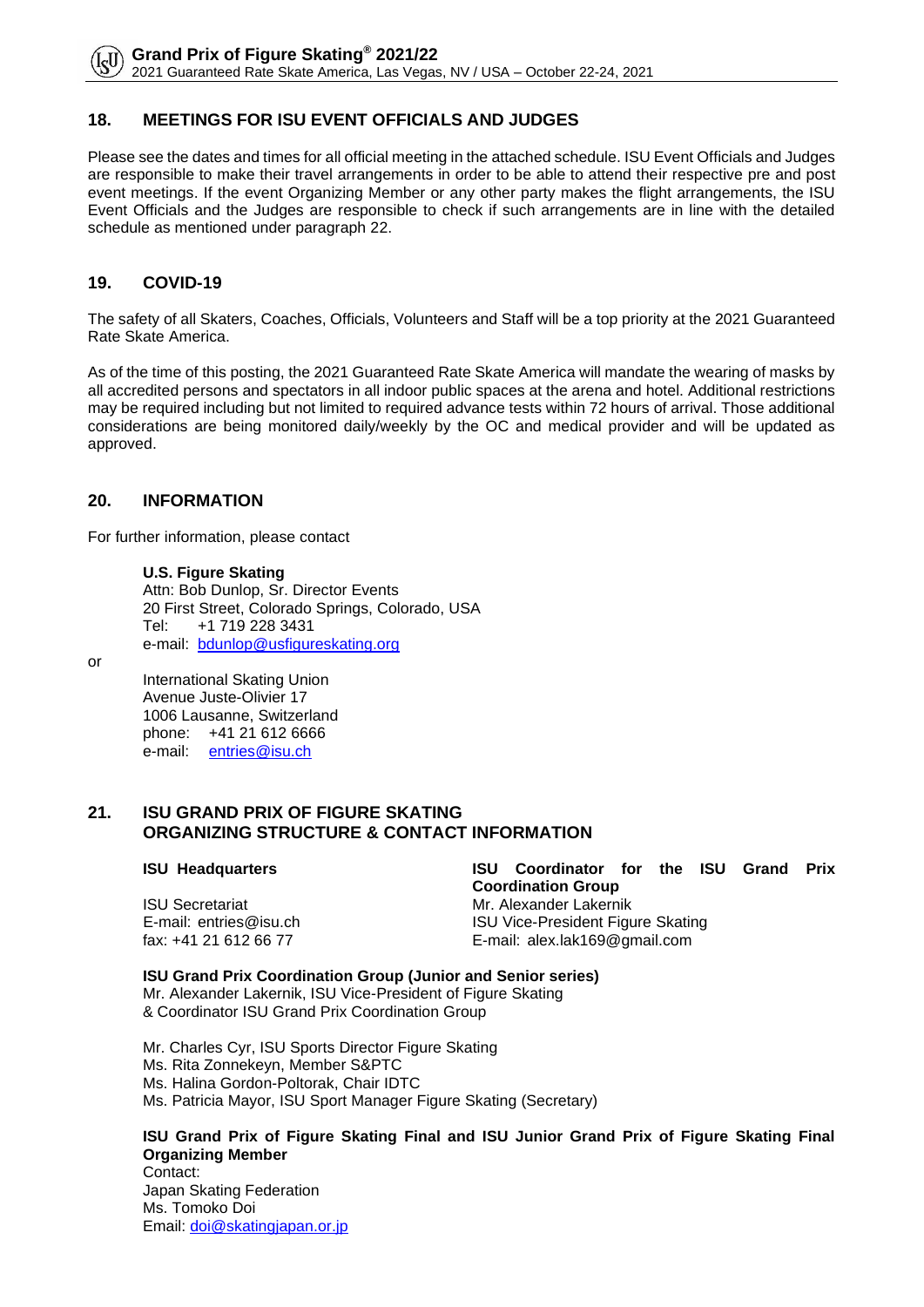## 18. MEETINGS FOR ISU EVENT OFFICIALS AND JUDGES

Please see the dates and times for all official meeting in the attached schedule. ISU Event Officials and Judges are responsible to make their travel arrangements in order to be able to attend their respective pre and post event meetings. If the event Organizing Member or any other party makes the flight arrangements, the ISU Event Officials and the Judges are responsible to check if such arrangements are in line with the detailed schedule as mentioned under paragraph 22.

## 19. COVID-19

The safety of all Skaters, Coaches, Officials, Volunteers and Staff will be a top priority at the 2021 Guaranteed Rate Skate America.

As of the time of this posting, the 2021 Guaranteed Rate Skate America will mandate the wearing of masks by all accredited persons and spectators in all indoor public spaces at the arena and hotel. Additional restrictions may be required including but not limited to required advance tests within 72 hours of arrival. Those additional considerations are being monitored daily/weekly by the OC and medical provider and will be updated as approved.

## 20. INFORMATION

For further information, please contact

**U.S. Figure Skating**
Attn: Bob Dunlop, Sr. Director Events
20 First Street, Colorado Springs, Colorado, USA
Tel: +1 719 228 3431
e-mail: bdunlop@usfigureskating.org

or

International Skating Union
Avenue Juste-Olivier 17
1006 Lausanne, Switzerland
phone: +41 21 612 6666
e-mail: entries@isu.ch

## 21. ISU GRAND PRIX OF FIGURE SKATING ORGANIZING STRUCTURE & CONTACT INFORMATION

**ISU Headquarters**

ISU Secretariat
E-mail: entries@isu.ch
fax: +41 21 612 66 77

**ISU Coordinator for the ISU Grand Prix Coordination Group**
Mr. Alexander Lakernik
ISU Vice-President Figure Skating
E-mail: alex.lak169@gmail.com

**ISU Grand Prix Coordination Group (Junior and Senior series)**
Mr. Alexander Lakernik, ISU Vice-President of Figure Skating
& Coordinator ISU Grand Prix Coordination Group

Mr. Charles Cyr, ISU Sports Director Figure Skating
Ms. Rita Zonnekeyn, Member S&PTC
Ms. Halina Gordon-Poltorak, Chair IDTC
Ms. Patricia Mayor, ISU Sport Manager Figure Skating (Secretary)

**ISU Grand Prix of Figure Skating Final and ISU Junior Grand Prix of Figure Skating Final Organizing Member**
Contact:
Japan Skating Federation
Ms. Tomoko Doi
Email: doi@skatingjapan.or.jp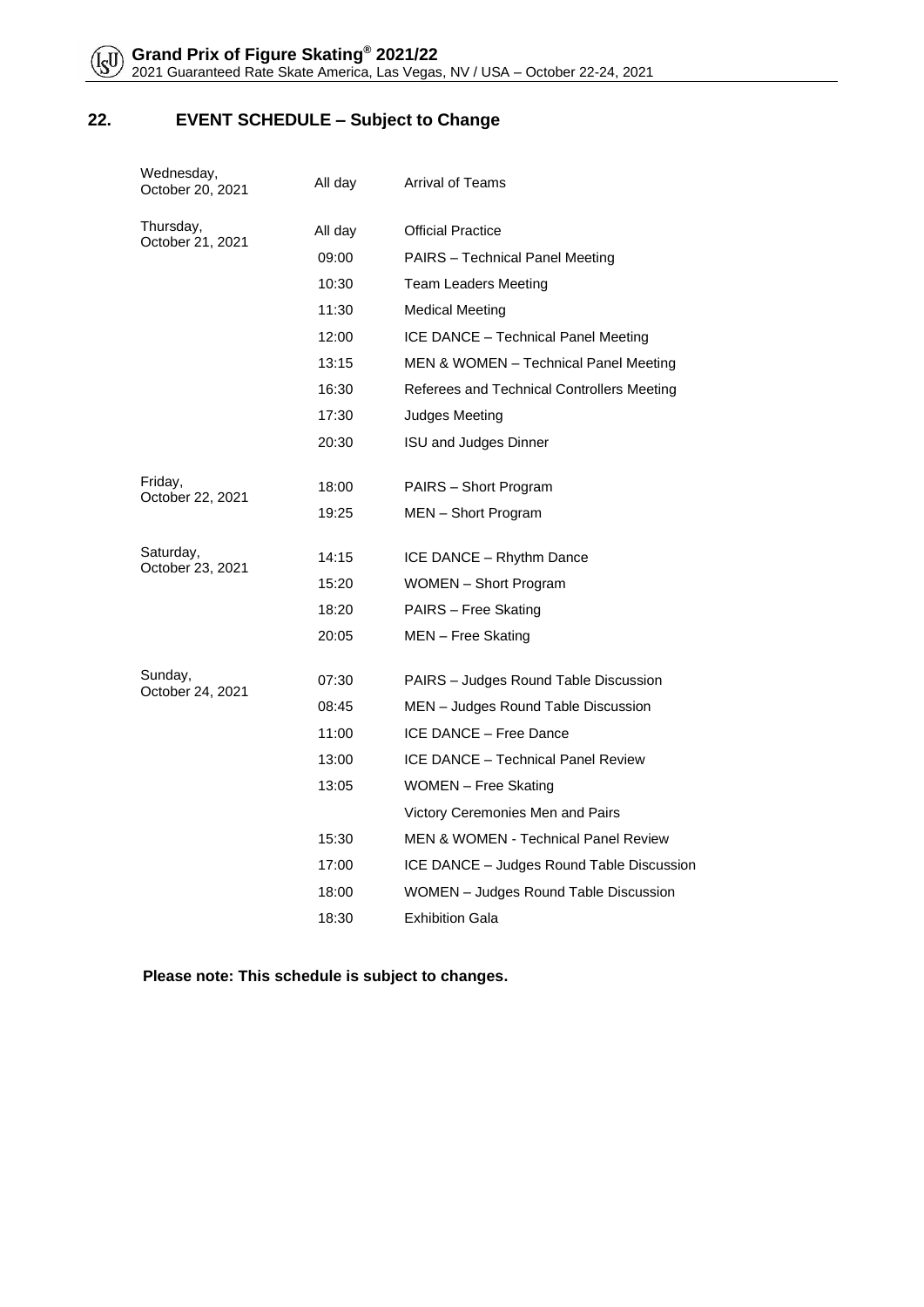## 22. EVENT SCHEDULE – Subject to Change

| | | |
|---|---|---|
| Wednesday, October 20, 2021 | All day | Arrival of Teams |
| Thursday, October 21, 2021 | All day | Official Practice |
| | 09:00 | PAIRS – Technical Panel Meeting |
| | 10:30 | Team Leaders Meeting |
| | 11:30 | Medical Meeting |
| | 12:00 | ICE DANCE – Technical Panel Meeting |
| | 13:15 | MEN & WOMEN – Technical Panel Meeting |
| | 16:30 | Referees and Technical Controllers Meeting |
| | 17:30 | Judges Meeting |
| | 20:30 | ISU and Judges Dinner |
| Friday, October 22, 2021 | 18:00 | PAIRS – Short Program |
| | 19:25 | MEN – Short Program |
| Saturday, October 23, 2021 | 14:15 | ICE DANCE – Rhythm Dance |
| | 15:20 | WOMEN – Short Program |
| | 18:20 | PAIRS – Free Skating |
| | 20:05 | MEN – Free Skating |
| Sunday, October 24, 2021 | 07:30 | PAIRS – Judges Round Table Discussion |
| | 08:45 | MEN – Judges Round Table Discussion |
| | 11:00 | ICE DANCE – Free Dance |
| | 13:00 | ICE DANCE – Technical Panel Review |
| | 13:05 | WOMEN – Free Skating |
| | | Victory Ceremonies Men and Pairs |
| | 15:30 | MEN & WOMEN - Technical Panel Review |
| | 17:00 | ICE DANCE – Judges Round Table Discussion |
| | 18:00 | WOMEN – Judges Round Table Discussion |
| | 18:30 | Exhibition Gala |

**Please note: This schedule is subject to changes.**